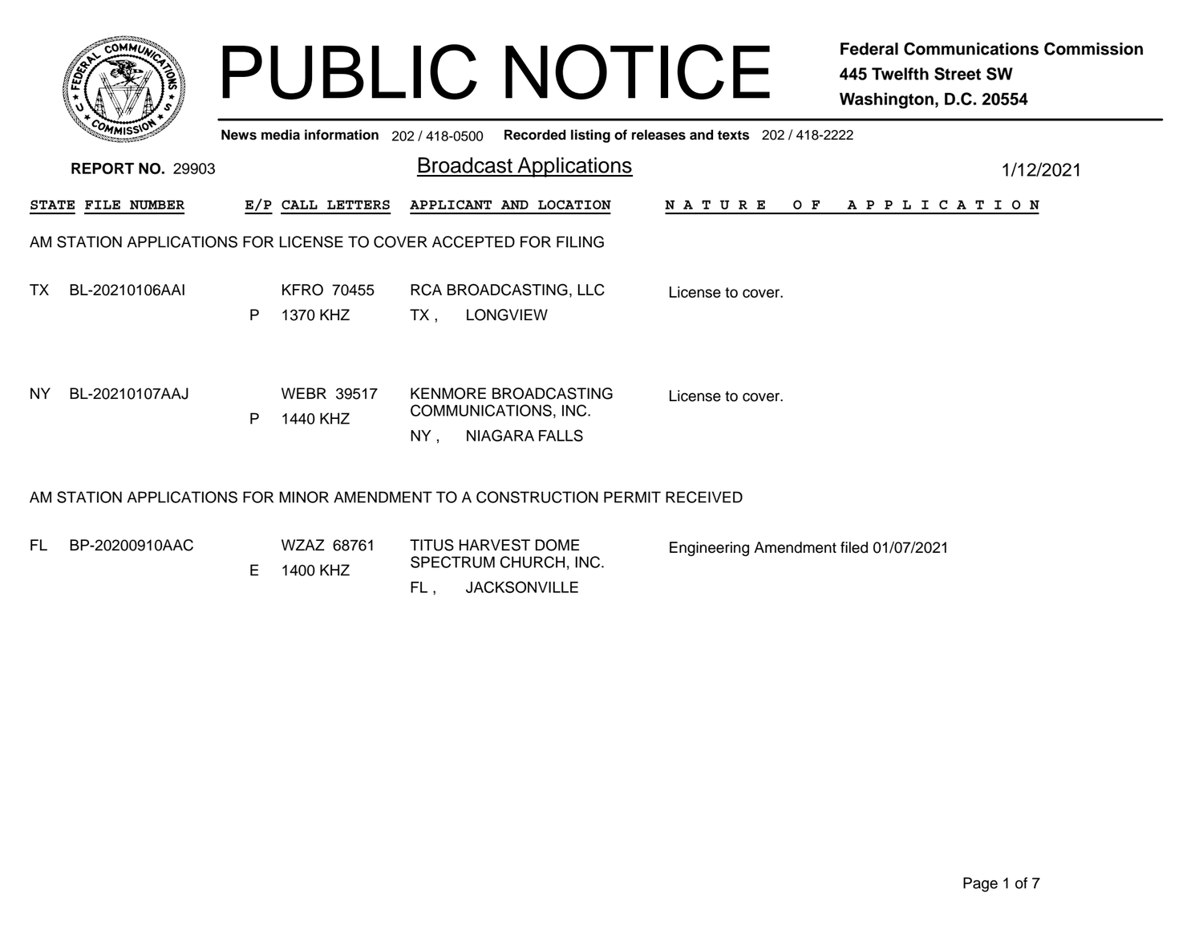# PUBLIC NOTICE

**Federal Communications Commission**
**445 Twelfth Street SW**
**Washington, D.C. 20554**

**News media information** 202 / 418-0500 **Recorded listing of releases and texts** 202 / 418-2222

**REPORT NO.** 29903

## Broadcast Applications

1/12/2021

| STATE | FILE NUMBER | E/P | CALL LETTERS | APPLICANT AND LOCATION | NATURE OF APPLICATION |
|---|---|---|---|---|---|

### AM STATION APPLICATIONS FOR LICENSE TO COVER ACCEPTED FOR FILING

| STATE | FILE NUMBER | E/P | CALL LETTERS | APPLICANT AND LOCATION | NATURE OF APPLICATION |
|---|---|---|---|---|---|
| TX | BL-20210106AAI | P | KFRO 70455<br>1370 KHZ | RCA BROADCASTING, LLC<br>TX , LONGVIEW | License to cover. |
| NY | BL-20210107AAJ | P | WEBR 39517<br>1440 KHZ | KENMORE BROADCASTING COMMUNICATIONS, INC.<br>NY , NIAGARA FALLS | License to cover. |

### AM STATION APPLICATIONS FOR MINOR AMENDMENT TO A CONSTRUCTION PERMIT RECEIVED

| STATE | FILE NUMBER | E/P | CALL LETTERS | APPLICANT AND LOCATION | NATURE OF APPLICATION |
|---|---|---|---|---|---|
| FL | BP-20200910AAC | E | WZAZ 68761<br>1400 KHZ | TITUS HARVEST DOME SPECTRUM CHURCH, INC.<br>FL , JACKSONVILLE | Engineering Amendment filed 01/07/2021 |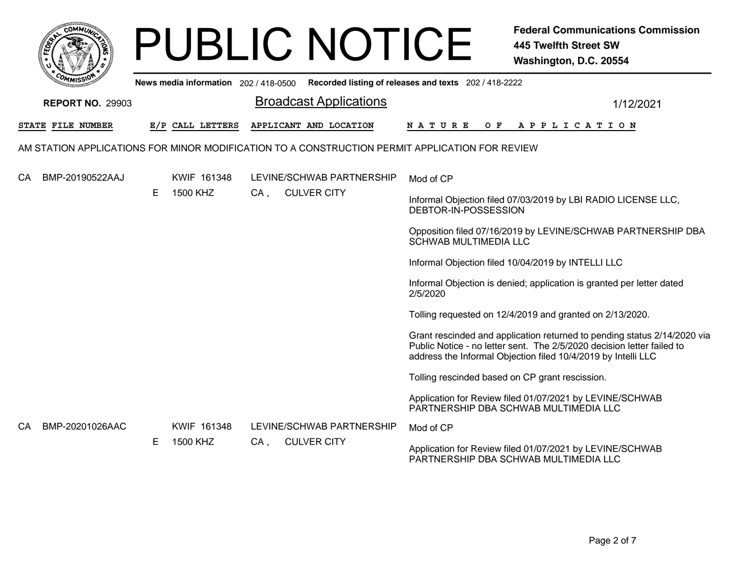# PUBLIC NOTICE

**Federal Communications Commission**
**445 Twelfth Street SW**
**Washington, D.C. 20554**

**News media information** 202 / 418-0500 **Recorded listing of releases and texts** 202 / 418-2222

**REPORT NO.** 29903

## Broadcast Applications

1/12/2021

| STATE | FILE NUMBER | E/P | CALL LETTERS | APPLICANT AND LOCATION | NATURE OF APPLICATION |
|---|---|---|---|---|---|

AM STATION APPLICATIONS FOR MINOR MODIFICATION TO A CONSTRUCTION PERMIT APPLICATION FOR REVIEW

| STATE | FILE NUMBER | E/P | CALL LETTERS | APPLICANT AND LOCATION | NATURE OF APPLICATION |
|---|---|---|---|---|---|
| CA | BMP-20190522AAJ | E | KWIF 161348<br>1500 KHZ | LEVINE/SCHWAB PARTNERSHIP<br>CA , CULVER CITY | Mod of CP<br><br>Informal Objection filed 07/03/2019 by LBI RADIO LICENSE LLC, DEBTOR-IN-POSSESSION<br><br>Opposition filed 07/16/2019 by LEVINE/SCHWAB PARTNERSHIP DBA SCHWAB MULTIMEDIA LLC<br><br>Informal Objection filed 10/04/2019 by INTELLI LLC<br><br>Informal Objection is denied; application is granted per letter dated 2/5/2020<br><br>Tolling requested on 12/4/2019 and granted on 2/13/2020.<br><br>Grant rescinded and application returned to pending status 2/14/2020 via Public Notice - no letter sent. The 2/5/2020 decision letter failed to address the Informal Objection filed 10/4/2019 by Intelli LLC<br><br>Tolling rescinded based on CP grant rescission.<br><br>Application for Review filed 01/07/2021 by LEVINE/SCHWAB PARTNERSHIP DBA SCHWAB MULTIMEDIA LLC |
| CA | BMP-20201026AAC | E | KWIF 161348<br>1500 KHZ | LEVINE/SCHWAB PARTNERSHIP<br>CA , CULVER CITY | Mod of CP<br><br>Application for Review filed 01/07/2021 by LEVINE/SCHWAB PARTNERSHIP DBA SCHWAB MULTIMEDIA LLC |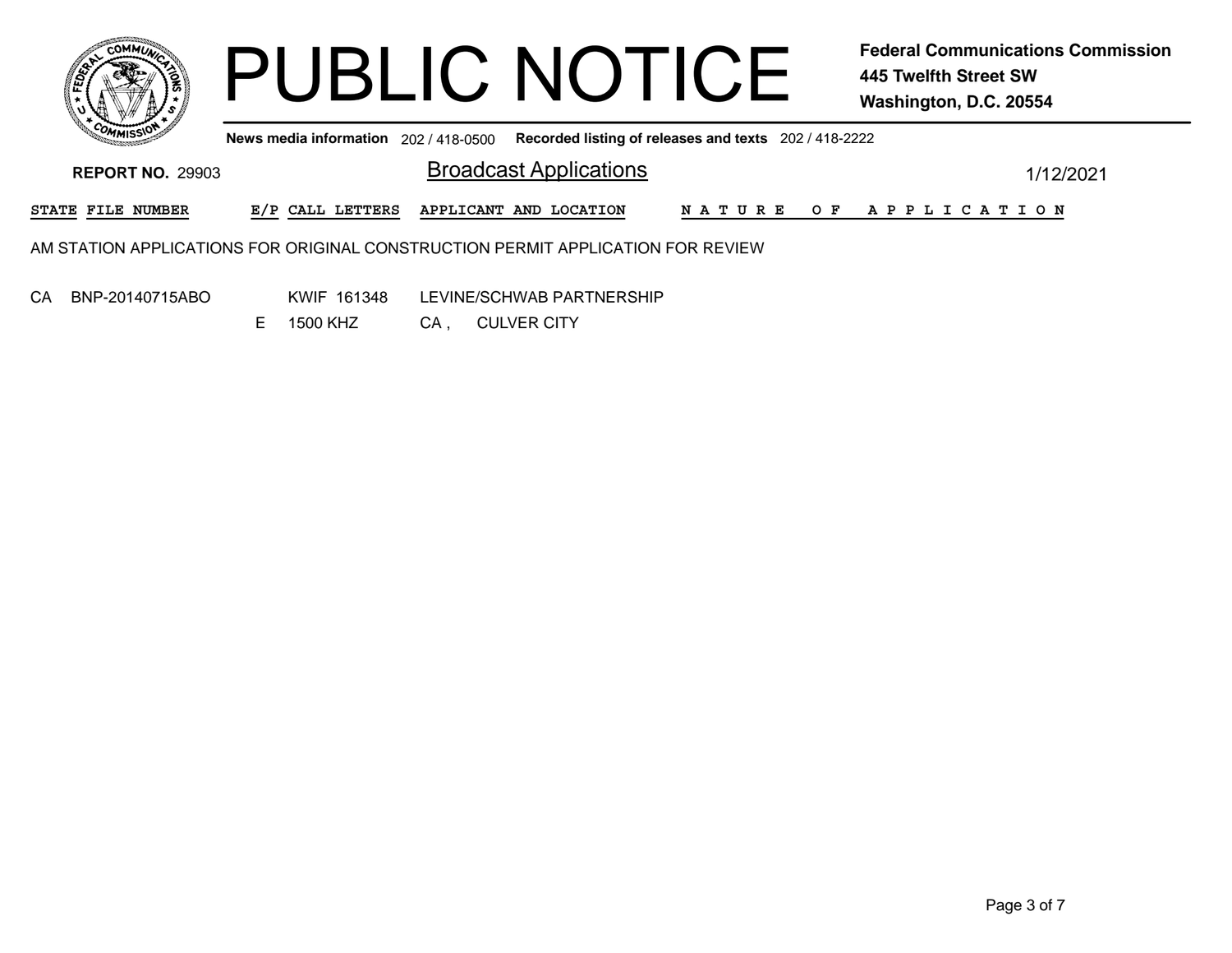# PUBLIC NOTICE

**Federal Communications Commission**
**445 Twelfth Street SW**
**Washington, D.C. 20554**

**News media information** 202 / 418-0500 **Recorded listing of releases and texts** 202 / 418-2222

**REPORT NO.** 29903

## Broadcast Applications

1/12/2021

| STATE | FILE NUMBER | E/P | CALL LETTERS | APPLICANT AND LOCATION | NATURE OF APPLICATION |
|---|---|---|---|---|---|
| AM STATION APPLICATIONS FOR ORIGINAL CONSTRUCTION PERMIT APPLICATION FOR REVIEW | | | | | |
| CA | BNP-20140715ABO | | KWIF 161348 | LEVINE/SCHWAB PARTNERSHIP | |
| | | E | 1500 KHZ | CA , CULVER CITY | |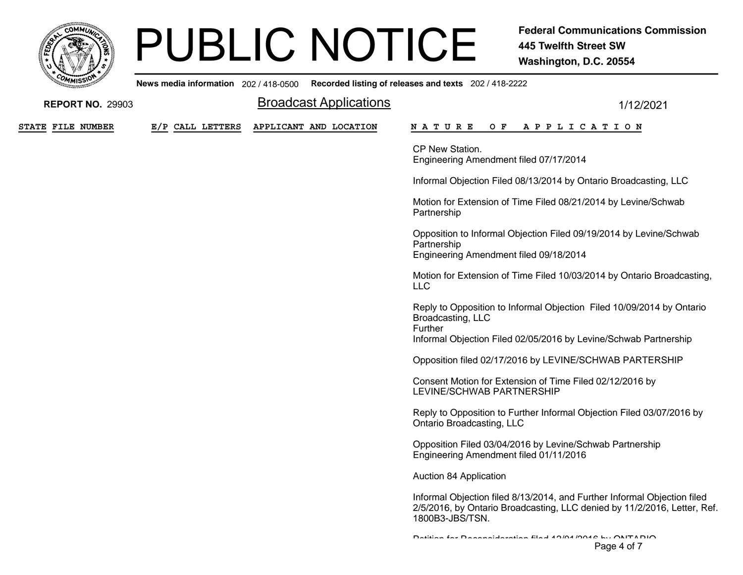# PUBLIC NOTICE

**Federal Communications Commission**
**445 Twelfth Street SW**
**Washington, D.C. 20554**

**News media information** 202 / 418-0500 **Recorded listing of releases and texts** 202 / 418-2222

**REPORT NO.** 29903

Broadcast Applications

1/12/2021

| STATE | FILE NUMBER | E/P | CALL LETTERS | APPLICANT AND LOCATION | NATURE OF APPLICATION |
|---|---|---|---|---|---|
| | | | | | CP New Station.<br>Engineering Amendment filed 07/17/2014<br><br>Informal Objection Filed 08/13/2014 by Ontario Broadcasting, LLC<br><br>Motion for Extension of Time Filed 08/21/2014 by Levine/Schwab Partnership<br><br>Opposition to Informal Objection Filed 09/19/2014 by Levine/Schwab Partnership<br>Engineering Amendment filed 09/18/2014<br><br>Motion for Extension of Time Filed 10/03/2014 by Ontario Broadcasting, LLC<br><br>Reply to Opposition to Informal Objection Filed 10/09/2014 by Ontario Broadcasting, LLC<br>Further<br>Informal Objection Filed 02/05/2016 by Levine/Schwab Partnership<br><br>Opposition filed 02/17/2016 by LEVINE/SCHWAB PARTERSHIP<br><br>Consent Motion for Extension of Time Filed 02/12/2016 by LEVINE/SCHWAB PARTNERSHIP<br><br>Reply to Opposition to Further Informal Objection Filed 03/07/2016 by Ontario Broadcasting, LLC<br><br>Opposition Filed 03/04/2016 by Levine/Schwab Partnership<br>Engineering Amendment filed 01/11/2016<br><br>Auction 84 Application<br><br>Informal Objection filed 8/13/2014, and Further Informal Objection filed 2/5/2016, by Ontario Broadcasting, LLC denied by 11/2/2016, Letter, Ref. 1800B3-JBS/TSN.<br><br>Petition for Reconsideration filed 12/01/2016 by ONTARIO |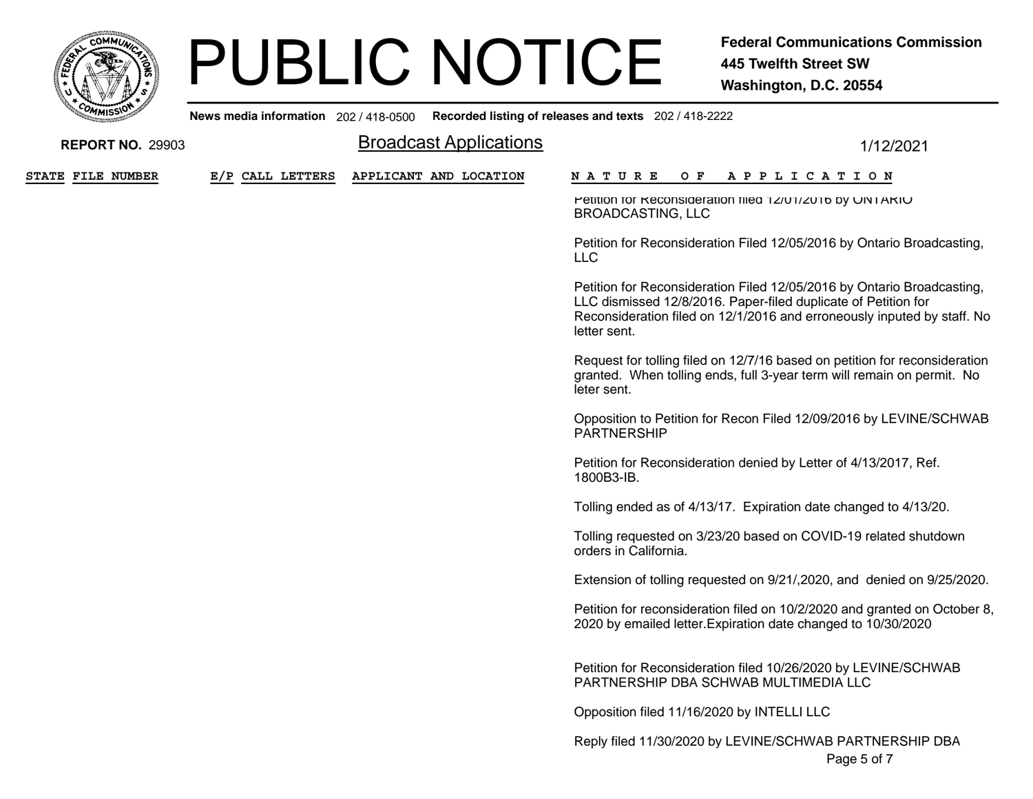# PUBLIC NOTICE

**Federal Communications Commission**
**445 Twelfth Street SW**
**Washington, D.C. 20554**

**News media information** 202 / 418-0500 **Recorded listing of releases and texts** 202 / 418-2222

**REPORT NO.** 29903 Broadcast Applications 1/12/2021

| STATE | FILE NUMBER | E/P | CALL LETTERS | APPLICANT AND LOCATION | NATURE OF APPLICATION |
|---|---|---|---|---|---|
| | | | | | Petition for Reconsideration filed 12/01/2016 by ONTARIO BROADCASTING, LLC |
| | | | | | Petition for Reconsideration Filed 12/05/2016 by Ontario Broadcasting, LLC |
| | | | | | Petition for Reconsideration Filed 12/05/2016 by Ontario Broadcasting, LLC dismissed 12/8/2016. Paper-filed duplicate of Petition for Reconsideration filed on 12/1/2016 and erroneously inputed by staff. No letter sent. |
| | | | | | Request for tolling filed on 12/7/16 based on petition for reconsideration granted. When tolling ends, full 3-year term will remain on permit. No leter sent. |
| | | | | | Opposition to Petition for Recon Filed 12/09/2016 by LEVINE/SCHWAB PARTNERSHIP |
| | | | | | Petition for Reconsideration denied by Letter of 4/13/2017, Ref. 1800B3-IB. |
| | | | | | Tolling ended as of 4/13/17. Expiration date changed to 4/13/20. |
| | | | | | Tolling requested on 3/23/20 based on COVID-19 related shutdown orders in California. |
| | | | | | Extension of tolling requested on 9/21/,2020, and denied on 9/25/2020. |
| | | | | | Petition for reconsideration filed on 10/2/2020 and granted on October 8, 2020 by emailed letter.Expiration date changed to 10/30/2020 |
| | | | | | Petition for Reconsideration filed 10/26/2020 by LEVINE/SCHWAB PARTNERSHIP DBA SCHWAB MULTIMEDIA LLC |
| | | | | | Opposition filed 11/16/2020 by INTELLI LLC |
| | | | | | Reply filed 11/30/2020 by LEVINE/SCHWAB PARTNERSHIP DBA |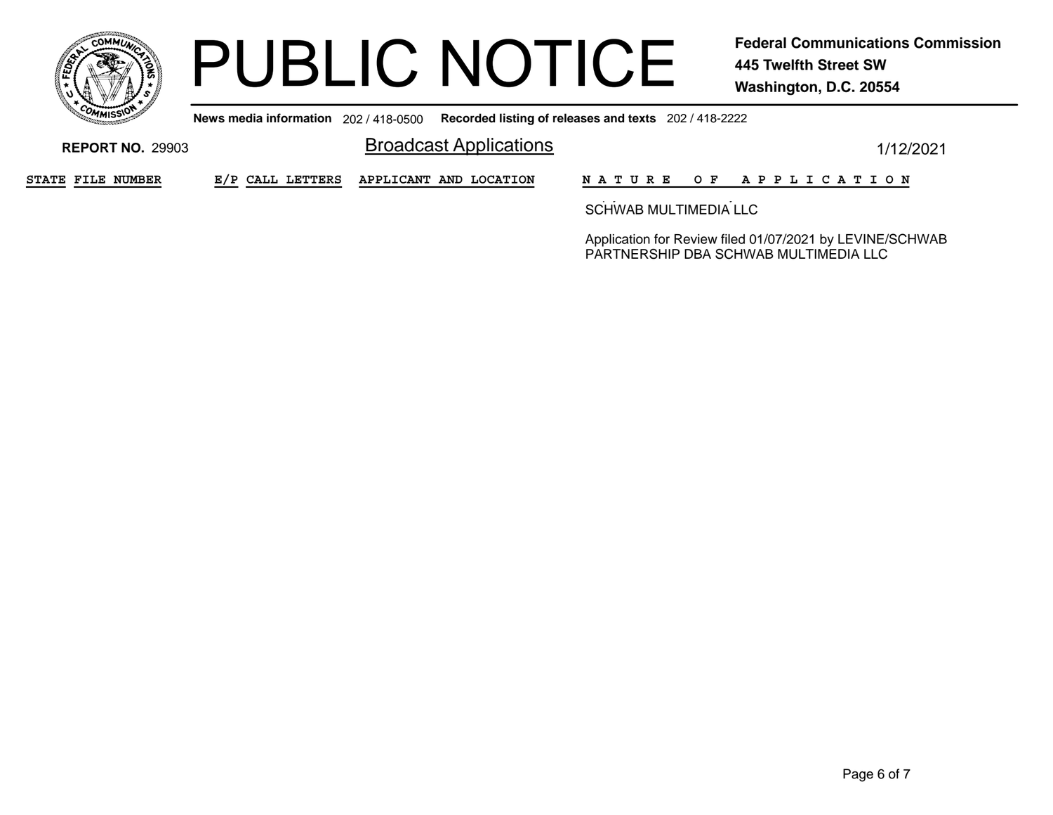# PUBLIC NOTICE

**Federal Communications Commission**
**445 Twelfth Street SW**
**Washington, D.C. 20554**

**News media information** 202 / 418-0500 **Recorded listing of releases and texts** 202 / 418-2222

**REPORT NO.** 29903 Broadcast Applications 1/12/2021

| STATE | FILE NUMBER | E/P | CALL LETTERS | APPLICANT AND LOCATION | NATURE OF APPLICATION |
|---|---|---|---|---|---|
| | | | | | SCHWAB MULTIMEDIA LLC<br><br>Application for Review filed 01/07/2021 by LEVINE/SCHWAB PARTNERSHIP DBA SCHWAB MULTIMEDIA LLC |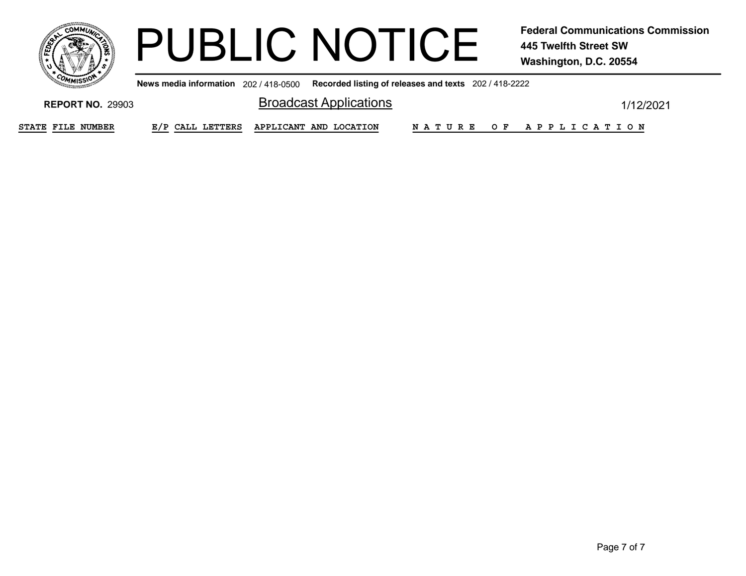# PUBLIC NOTICE

**Federal Communications Commission**
**445 Twelfth Street SW**
**Washington, D.C. 20554**

**News media information** 202 / 418-0500 **Recorded listing of releases and texts** 202 / 418-2222

**REPORT NO.** 29903

## Broadcast Applications

1/12/2021

| STATE | FILE NUMBER | E/P | CALL LETTERS | APPLICANT AND LOCATION | NATURE OF APPLICATION |
|---|---|---|---|---|---|